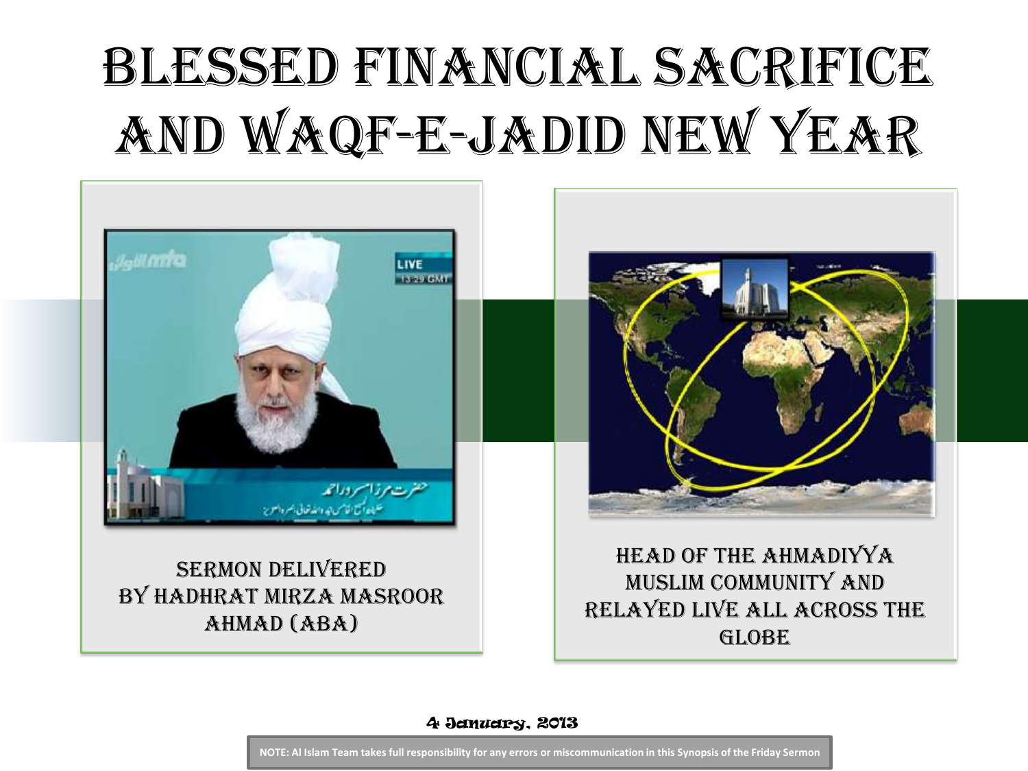# Blessed Financial Sacrifice and Waqf-e-Jadid New Year

Sermon delivered by Hadhrat Mirza Masroor Ahmad (aba)

Head of the Ahmadiyya Muslim Community and relayed live all across the globe

4 January, 2013

NOTE: Al Islam Team takes full responsibility for any errors or miscommunication in this Synopsis of the Friday Sermon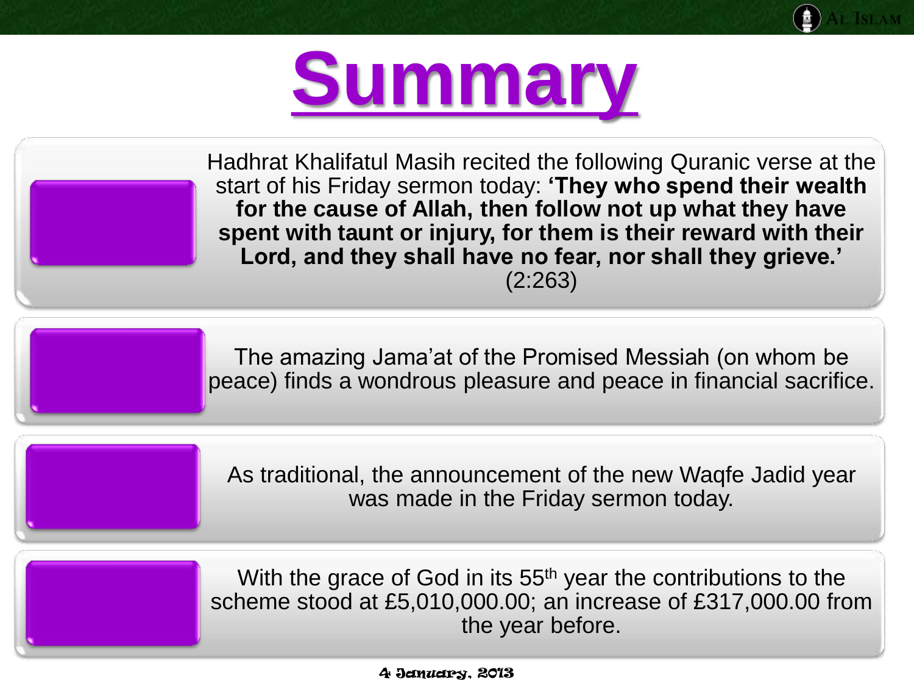# Summary

Hadhrat Khalifatul Masih recited the following Quranic verse at the start of his Friday sermon today: **'They who spend their wealth for the cause of Allah, then follow not up what they have spent with taunt or injury, for them is their reward with their Lord, and they shall have no fear, nor shall they grieve.'** (2:263)

The amazing Jama'at of the Promised Messiah (on whom be peace) finds a wondrous pleasure and peace in financial sacrifice.

As traditional, the announcement of the new Waqfe Jadid year was made in the Friday sermon today.

With the grace of God in its 55th year the contributions to the scheme stood at £5,010,000.00; an increase of £317,000.00 from the year before.

4 January, 2013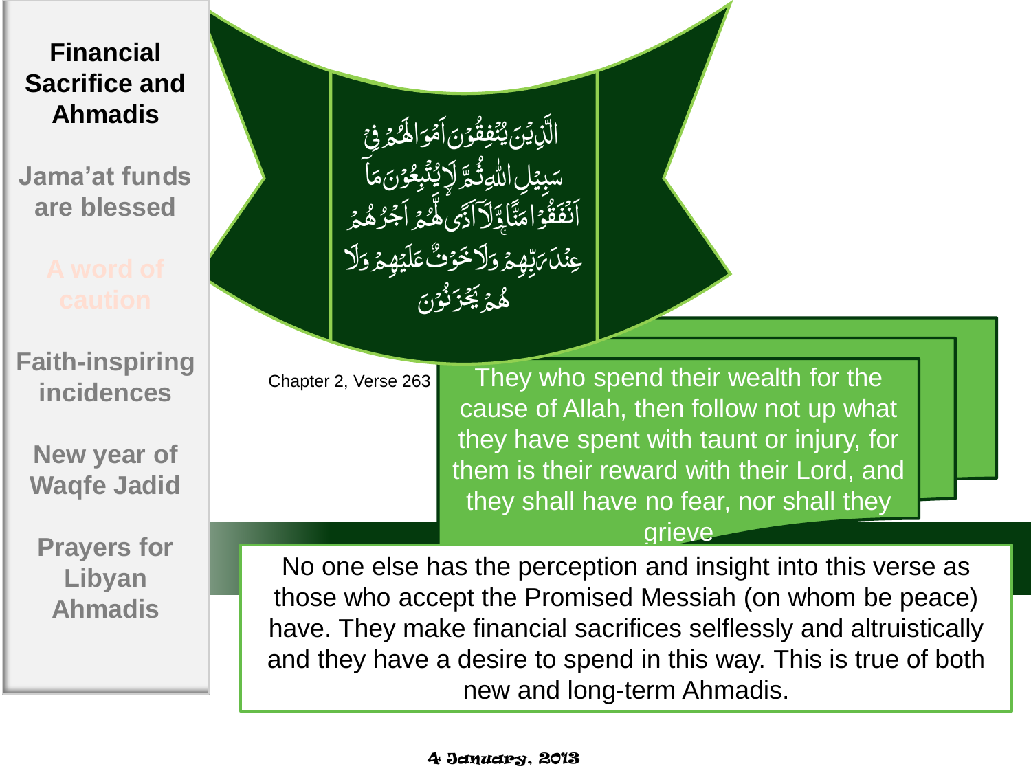**Financial Sacrifice and Ahmadis**

Jama'at funds are blessed

A word of caution

Faith-inspiring incidences

New year of Waqfe Jadid

Prayers for Libyan Ahmadis

اَلَّذِيْنَ يُنْفِقُوْنَ اَمْوَالَهُمْ فِيْ سَبِيْلِ اللّٰهِ ثُمَّ لَا يُتْبِعُوْنَ مَآ اَنْفَقُوْا مَنًّا وَّلَآ اَذًى لَّهُمْ اَجْرُهُمْ عِنْدَ رَبِّهِمْ وَلَا خَوْفٌ عَلَيْهِمْ وَلَا هُمْ يَحْزَنُوْنَ

Chapter 2, Verse 263

They who spend their wealth for the cause of Allah, then follow not up what they have spent with taunt or injury, for them is their reward with their Lord, and they shall have no fear, nor shall they grieve

No one else has the perception and insight into this verse as those who accept the Promised Messiah (on whom be peace) have. They make financial sacrifices selflessly and altruistically and they have a desire to spend in this way. This is true of both new and long-term Ahmadis.

4 January, 2013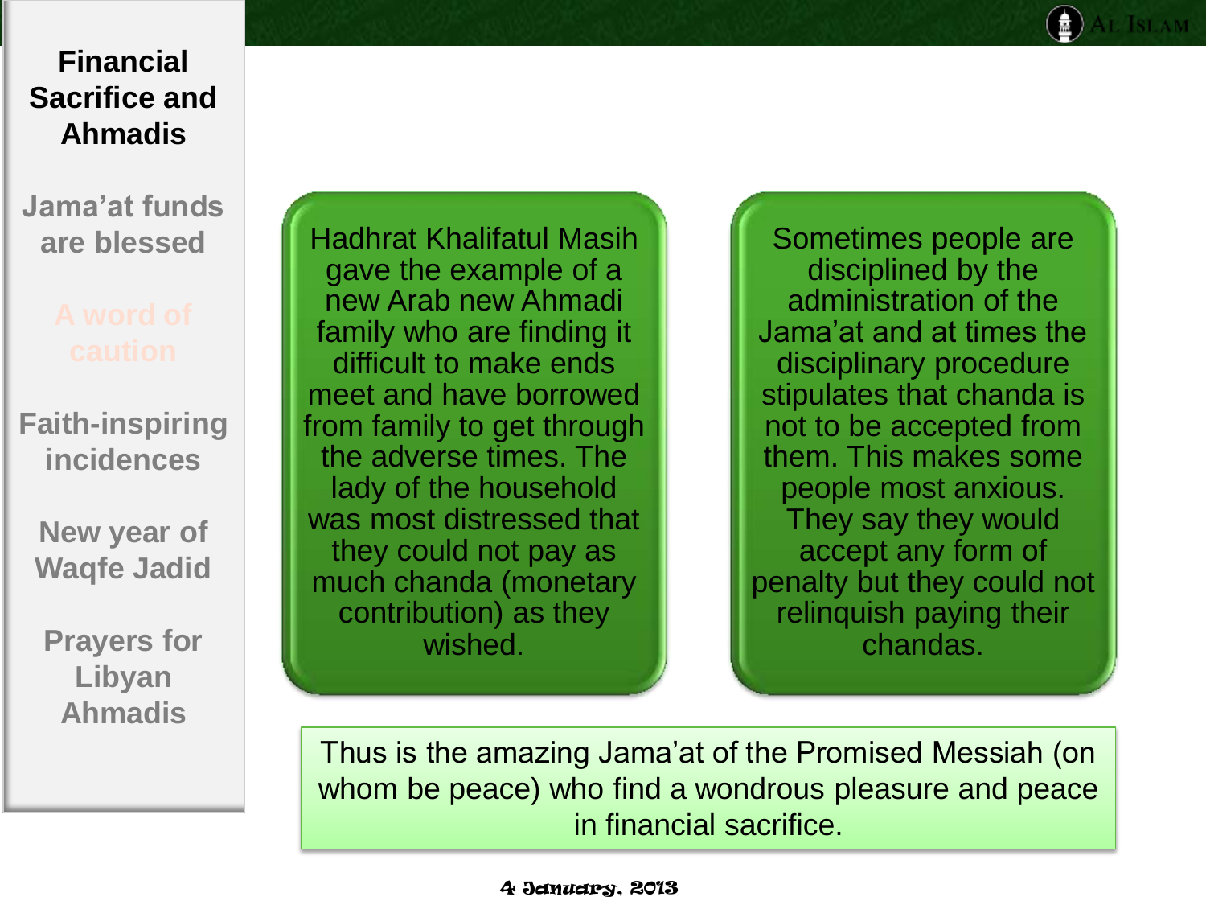## Financial Sacrifice and Ahmadis

- Jama'at funds are blessed
- A word of caution
- Faith-inspiring incidences
- New year of Waqfe Jadid
- Prayers for Libyan Ahmadis

Hadhrat Khalifatul Masih gave the example of a new Arab new Ahmadi family who are finding it difficult to make ends meet and have borrowed from family to get through the adverse times. The lady of the household was most distressed that they could not pay as much chanda (monetary contribution) as they wished.

Sometimes people are disciplined by the administration of the Jama'at and at times the disciplinary procedure stipulates that chanda is not to be accepted from them. This makes some people most anxious. They say they would accept any form of penalty but they could not relinquish paying their chandas.

Thus is the amazing Jama'at of the Promised Messiah (on whom be peace) who find a wondrous pleasure and peace in financial sacrifice.

4 January, 2013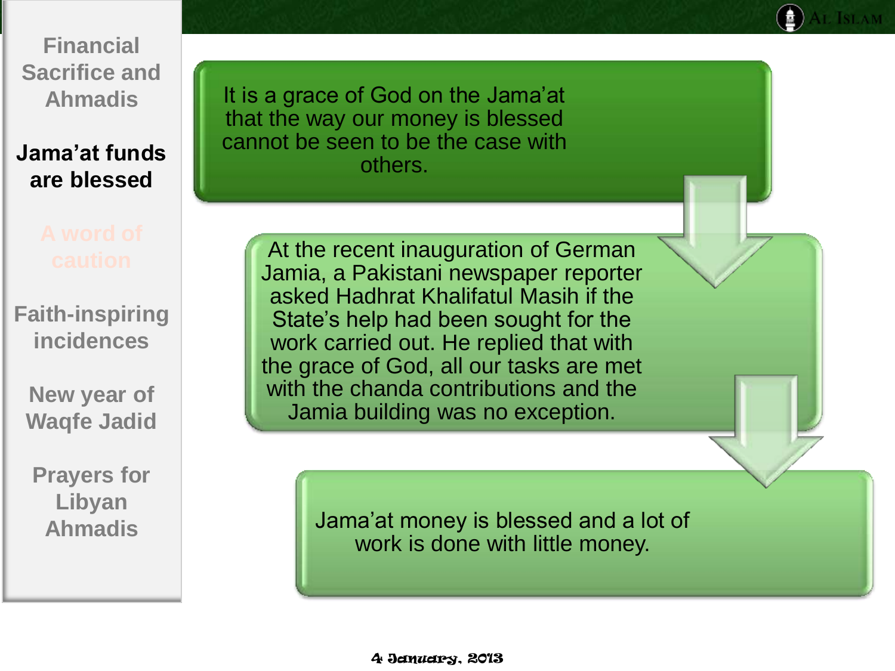Financial Sacrifice and Ahmadis

**Jama'at funds are blessed**

A word of caution

Faith-inspiring incidences

New year of Waqfe Jadid

Prayers for Libyan Ahmadis

It is a grace of God on the Jama'at that the way our money is blessed cannot be seen to be the case with others.

At the recent inauguration of German Jamia, a Pakistani newspaper reporter asked Hadhrat Khalifatul Masih if the State's help had been sought for the work carried out. He replied that with the grace of God, all our tasks are met with the chanda contributions and the Jamia building was no exception.

Jama'at money is blessed and a lot of work is done with little money.

4 January, 2013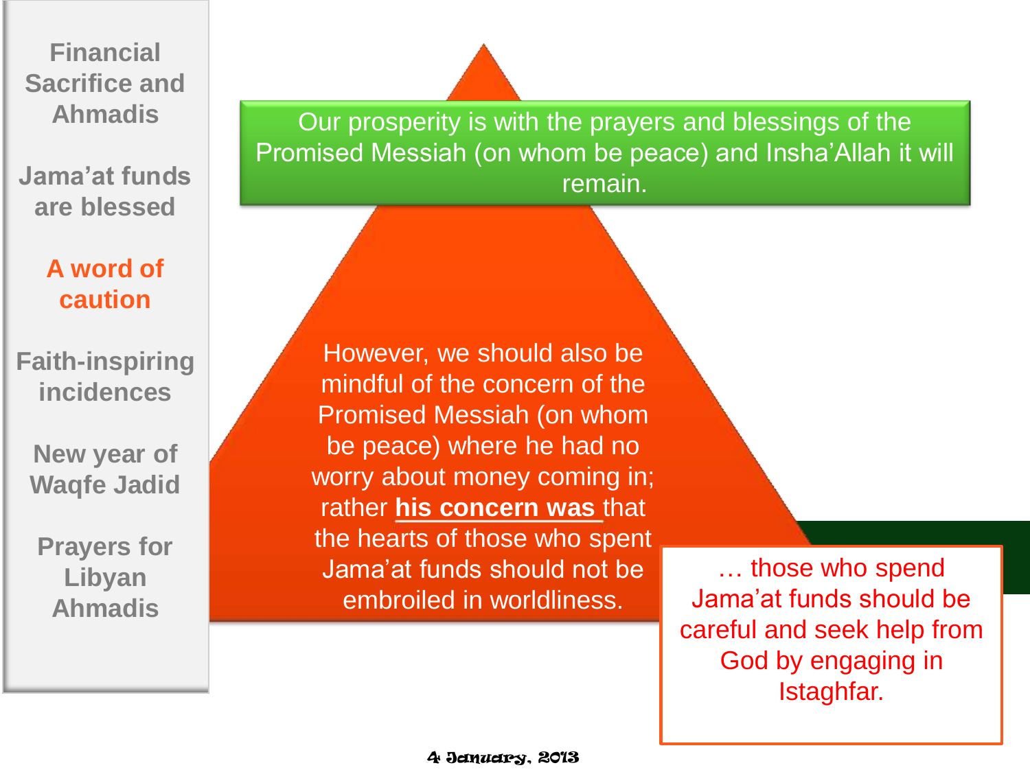- Financial Sacrifice and Ahmadis
- Jama'at funds are blessed
- **A word of caution**
- Faith-inspiring incidences
- New year of Waqfe Jadid
- Prayers for Libyan Ahmadis

Our prosperity is with the prayers and blessings of the Promised Messiah (on whom be peace) and Insha'Allah it will remain.

However, we should also be mindful of the concern of the Promised Messiah (on whom be peace) where he had no worry about money coming in; rather **his concern was** that the hearts of those who spent Jama'at funds should not be embroiled in worldliness.

… those who spend Jama'at funds should be careful and seek help from God by engaging in Istaghfar.

4 January, 2013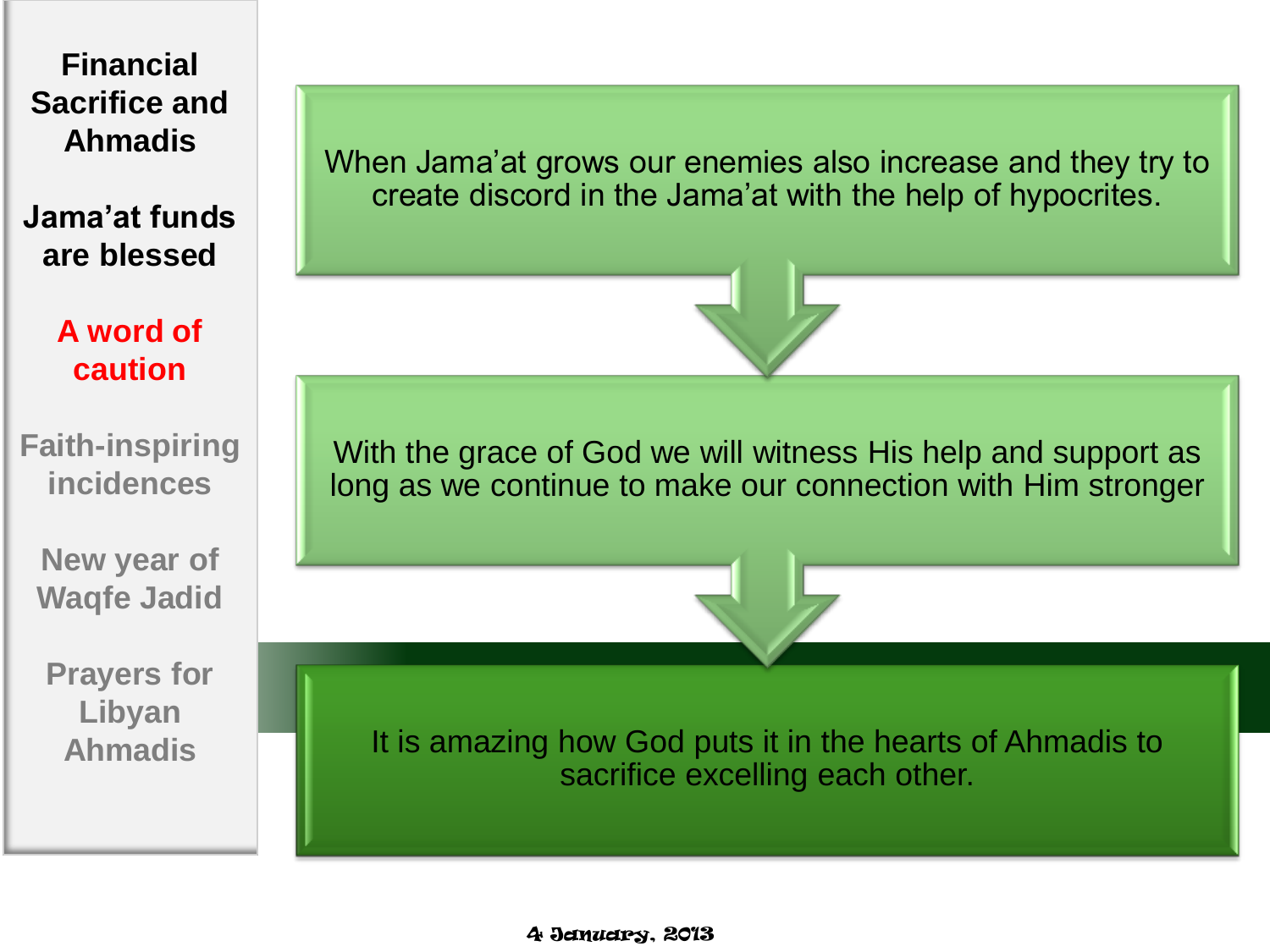**Financial Sacrifice and Ahmadis**

**Jama'at funds are blessed**

**A word of caution**

**Faith-inspiring incidences**

**New year of Waqfe Jadid**

**Prayers for Libyan Ahmadis**

When Jama'at grows our enemies also increase and they try to create discord in the Jama'at with the help of hypocrites.

With the grace of God we will witness His help and support as long as we continue to make our connection with Him stronger

It is amazing how God puts it in the hearts of Ahmadis to sacrifice excelling each other.

4 January, 2013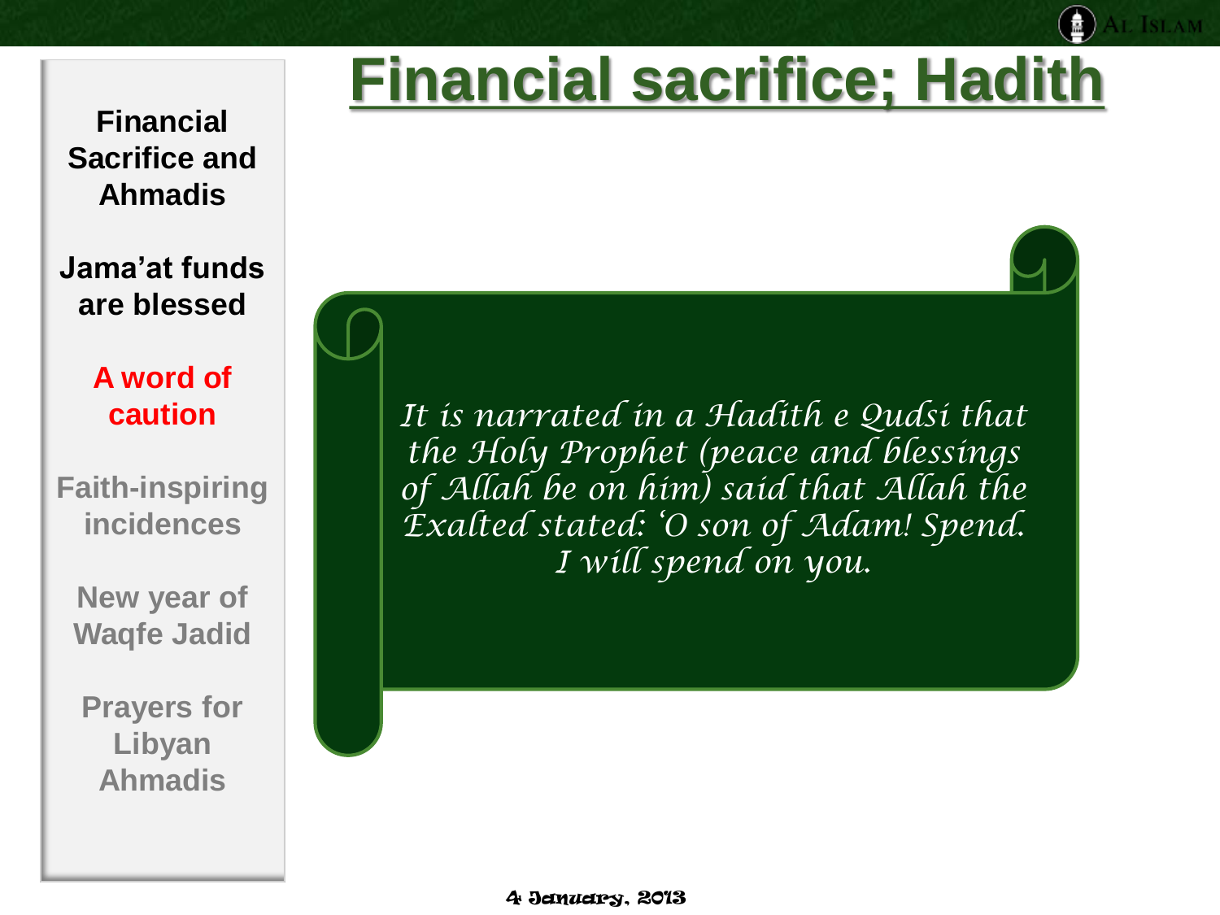# Financial sacrifice; Hadith

**Financial Sacrifice and Ahmadis**

**Jama'at funds are blessed**

**A word of caution**

**Faith-inspiring incidences**

**New year of Waqfe Jadid**

**Prayers for Libyan Ahmadis**

*It is narrated in a Hadith e Qudsi that the Holy Prophet (peace and blessings of Allah be on him) said that Allah the Exalted stated: 'O son of Adam! Spend. I will spend on you.*

4 January, 2013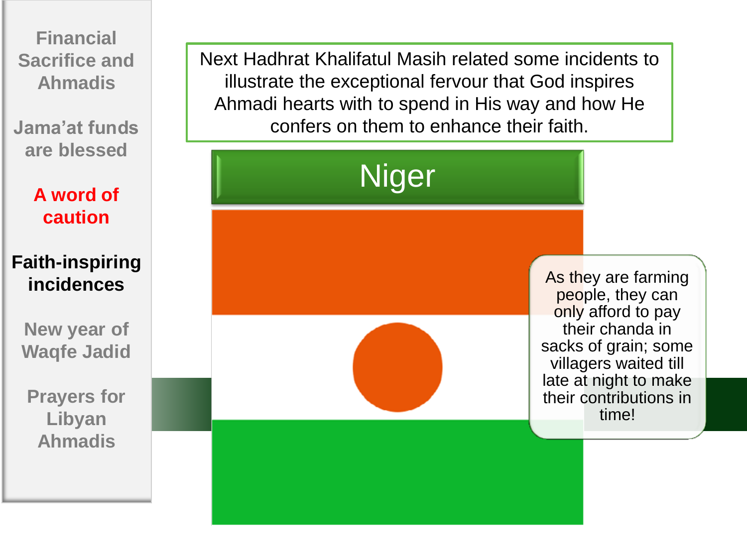- Financial Sacrifice and Ahmadis
- Jama'at funds are blessed
- A word of caution
- **Faith-inspiring incidences**
- New year of Waqfe Jadid
- Prayers for Libyan Ahmadis

Next Hadhrat Khalifatul Masih related some incidents to illustrate the exceptional fervour that God inspires Ahmadi hearts with to spend in His way and how He confers on them to enhance their faith.

## Niger

As they are farming people, they can only afford to pay their chanda in sacks of grain; some villagers waited till late at night to make their contributions in time!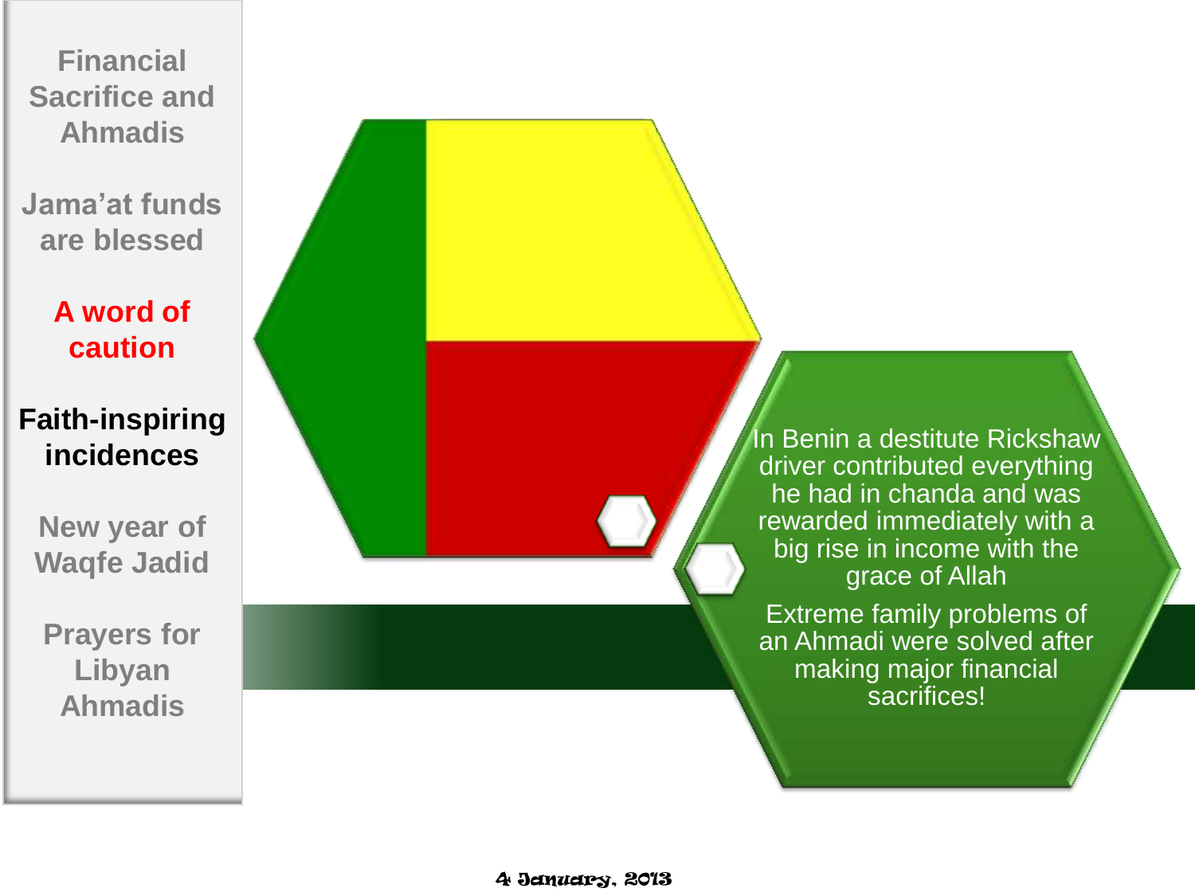Financial Sacrifice and Ahmadis

Jama'at funds are blessed

A word of caution

**Faith-inspiring incidences**

New year of Waqfe Jadid

Prayers for Libyan Ahmadis

In Benin a destitute Rickshaw driver contributed everything he had in chanda and was rewarded immediately with a big rise in income with the grace of Allah

Extreme family problems of an Ahmadi were solved after making major financial sacrifices!

4 January, 2013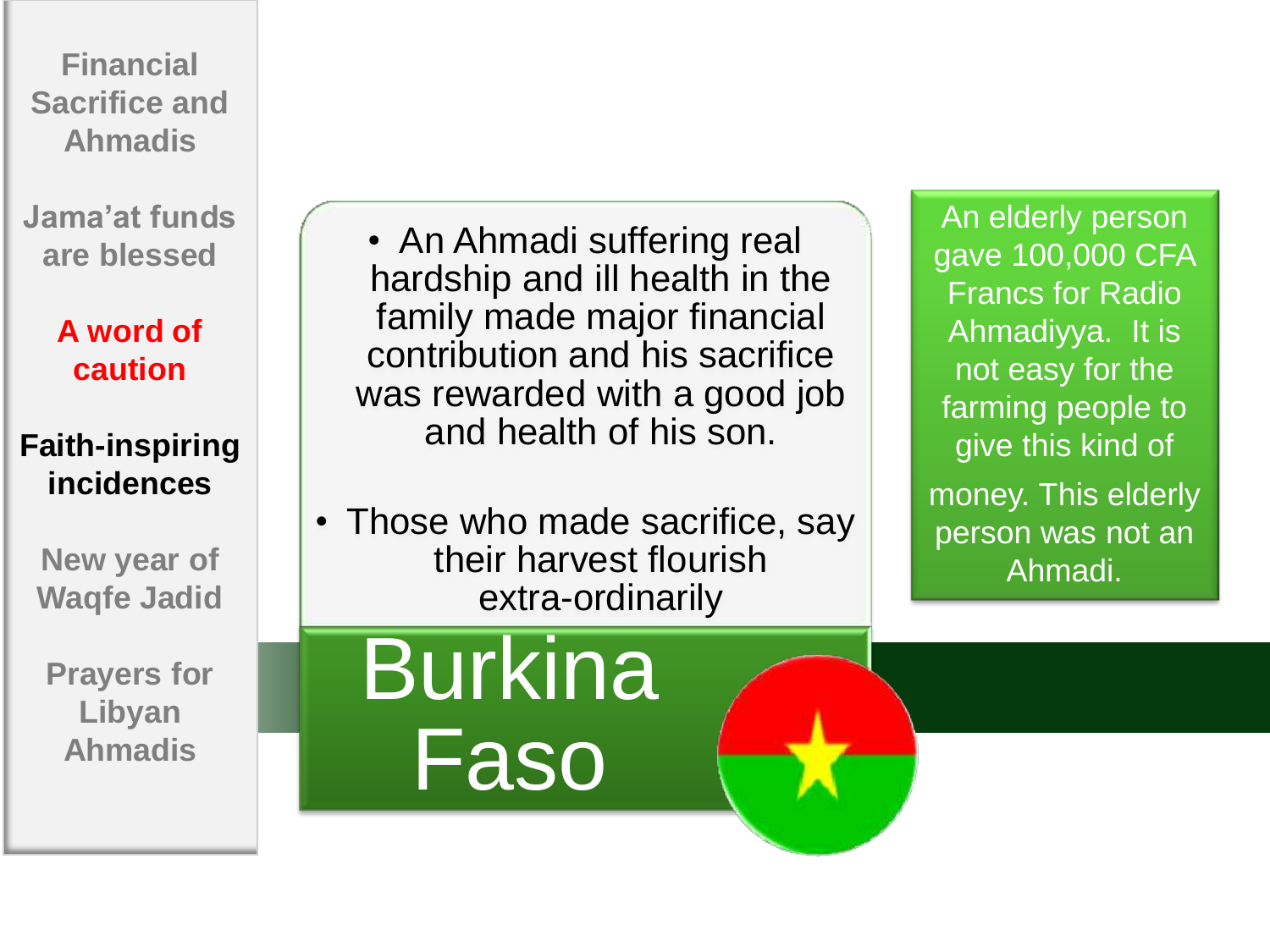- Financial Sacrifice and Ahmadis
- Jama'at funds are blessed
- A word of caution
- **Faith-inspiring incidences**
- New year of Waqfe Jadid
- Prayers for Libyan Ahmadis

# Burkina Faso

- An Ahmadi suffering real hardship and ill health in the family made major financial contribution and his sacrifice was rewarded with a good job and health of his son.
- Those who made sacrifice, say their harvest flourish extra-ordinarily

An elderly person gave 100,000 CFA Francs for Radio Ahmadiyya. It is not easy for the farming people to give this kind of money. This elderly person was not an Ahmadi.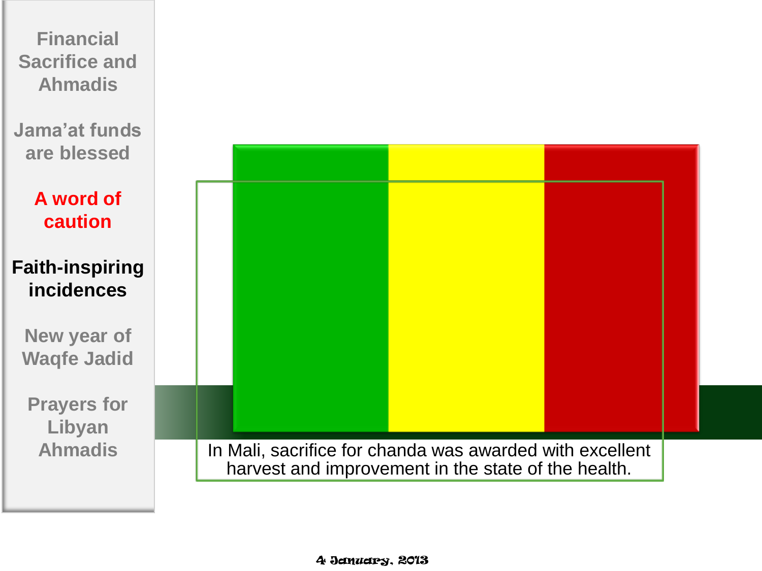Financial Sacrifice and Ahmadis

Jama'at funds are blessed

A word of caution

**Faith-inspiring incidences**

New year of Waqfe Jadid

Prayers for Libyan Ahmadis

In Mali, sacrifice for chanda was awarded with excellent harvest and improvement in the state of the health.

4 January, 2013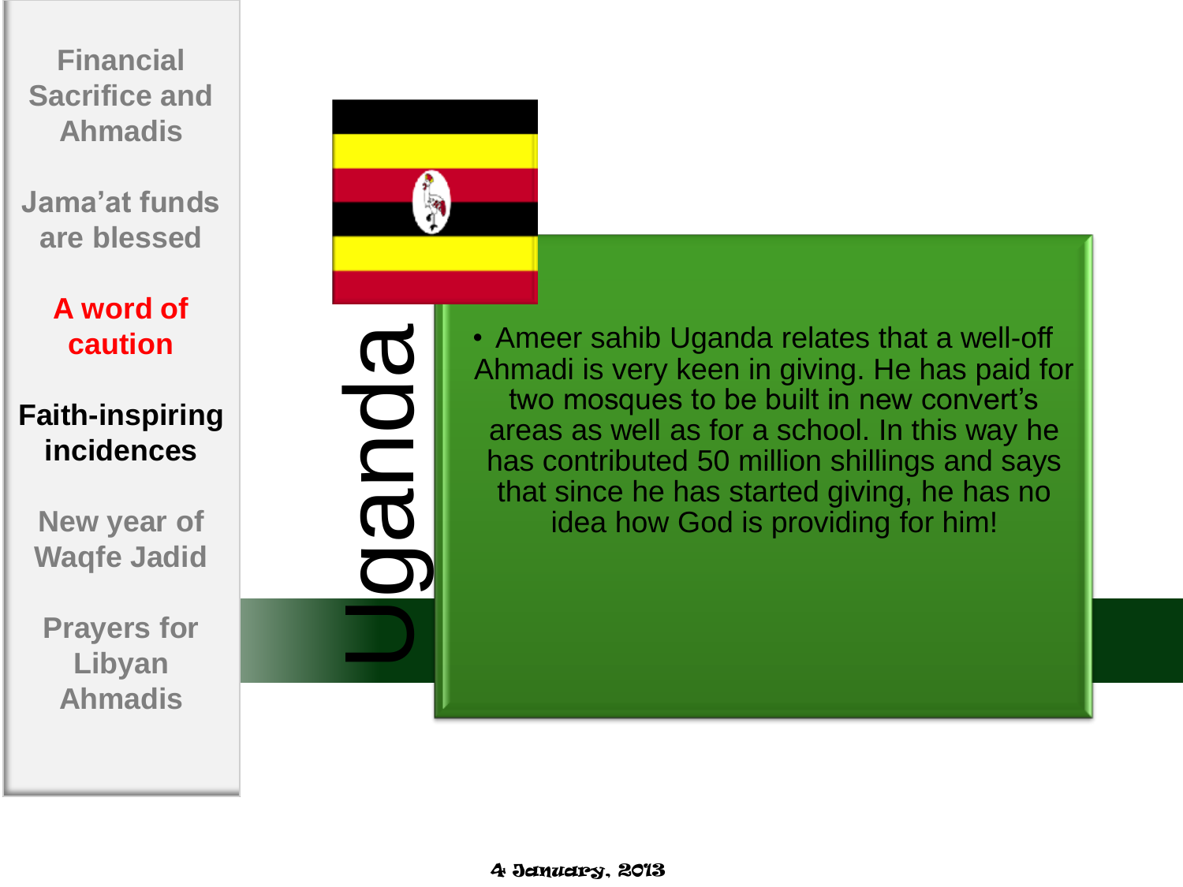Financial Sacrifice and Ahmadis

Jama'at funds are blessed

A word of caution

**Faith-inspiring incidences**

New year of Waqfe Jadid

Prayers for Libyan Ahmadis

## Uganda

- Ameer sahib Uganda relates that a well-off Ahmadi is very keen in giving. He has paid for two mosques to be built in new convert's areas as well as for a school. In this way he has contributed 50 million shillings and says that since he has started giving, he has no idea how God is providing for him!

4 January, 2013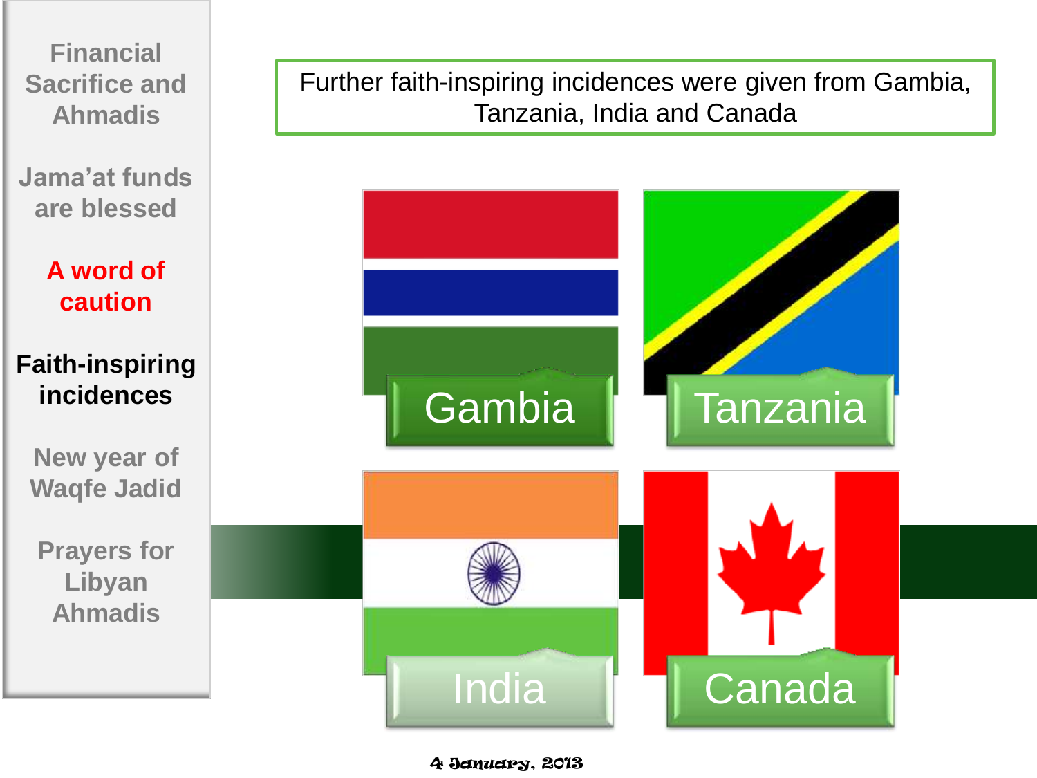- Financial Sacrifice and Ahmadis
- Jama'at funds are blessed
- **A word of caution**
- **Faith-inspiring incidences**
- New year of Waqfe Jadid
- Prayers for Libyan Ahmadis

Further faith-inspiring incidences were given from Gambia, Tanzania, India and Canada

Gambia

Tanzania

India

Canada

4 January, 2013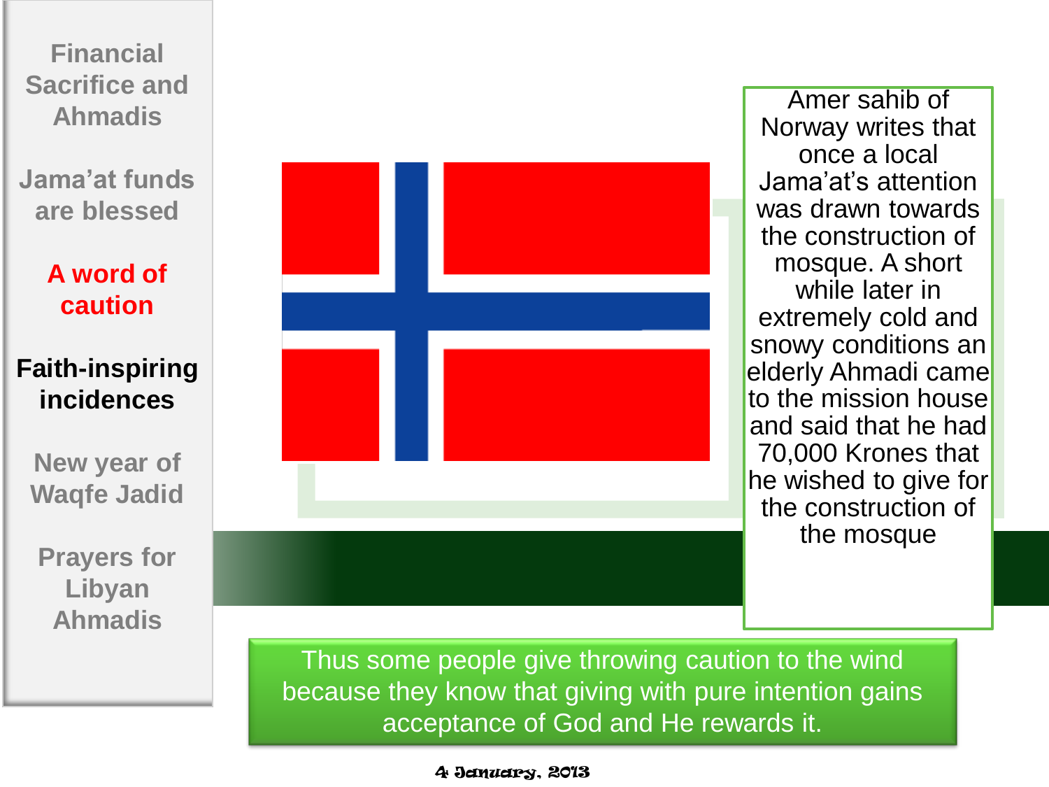- Financial Sacrifice and Ahmadis
- Jama'at funds are blessed
- A word of caution
- **Faith-inspiring incidences**
- New year of Waqfe Jadid
- Prayers for Libyan Ahmadis

Amer sahib of Norway writes that once a local Jama'at's attention was drawn towards the construction of mosque. A short while later in extremely cold and snowy conditions an elderly Ahmadi came to the mission house and said that he had 70,000 Krones that he wished to give for the construction of the mosque

Thus some people give throwing caution to the wind because they know that giving with pure intention gains acceptance of God and He rewards it.

4 January, 2013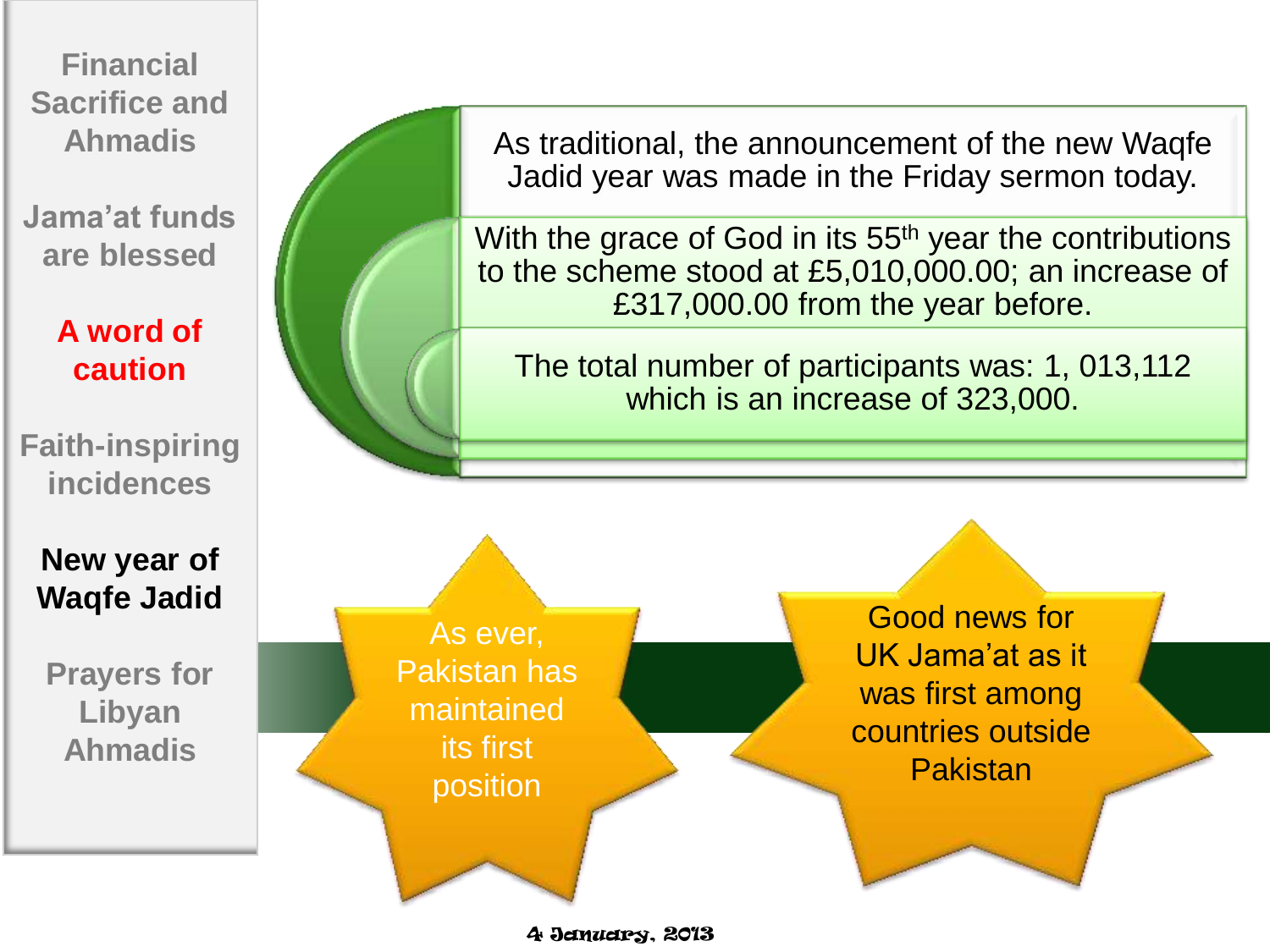- Financial Sacrifice and Ahmadis
- Jama'at funds are blessed
- A word of caution
- Faith-inspiring incidences
- **New year of Waqfe Jadid**
- Prayers for Libyan Ahmadis

As traditional, the announcement of the new Waqfe Jadid year was made in the Friday sermon today.

With the grace of God in its 55th year the contributions to the scheme stood at £5,010,000.00; an increase of £317,000.00 from the year before.

The total number of participants was: 1, 013,112 which is an increase of 323,000.

As ever, Pakistan has maintained its first position

Good news for UK Jama'at as it was first among countries outside Pakistan

4 January, 2013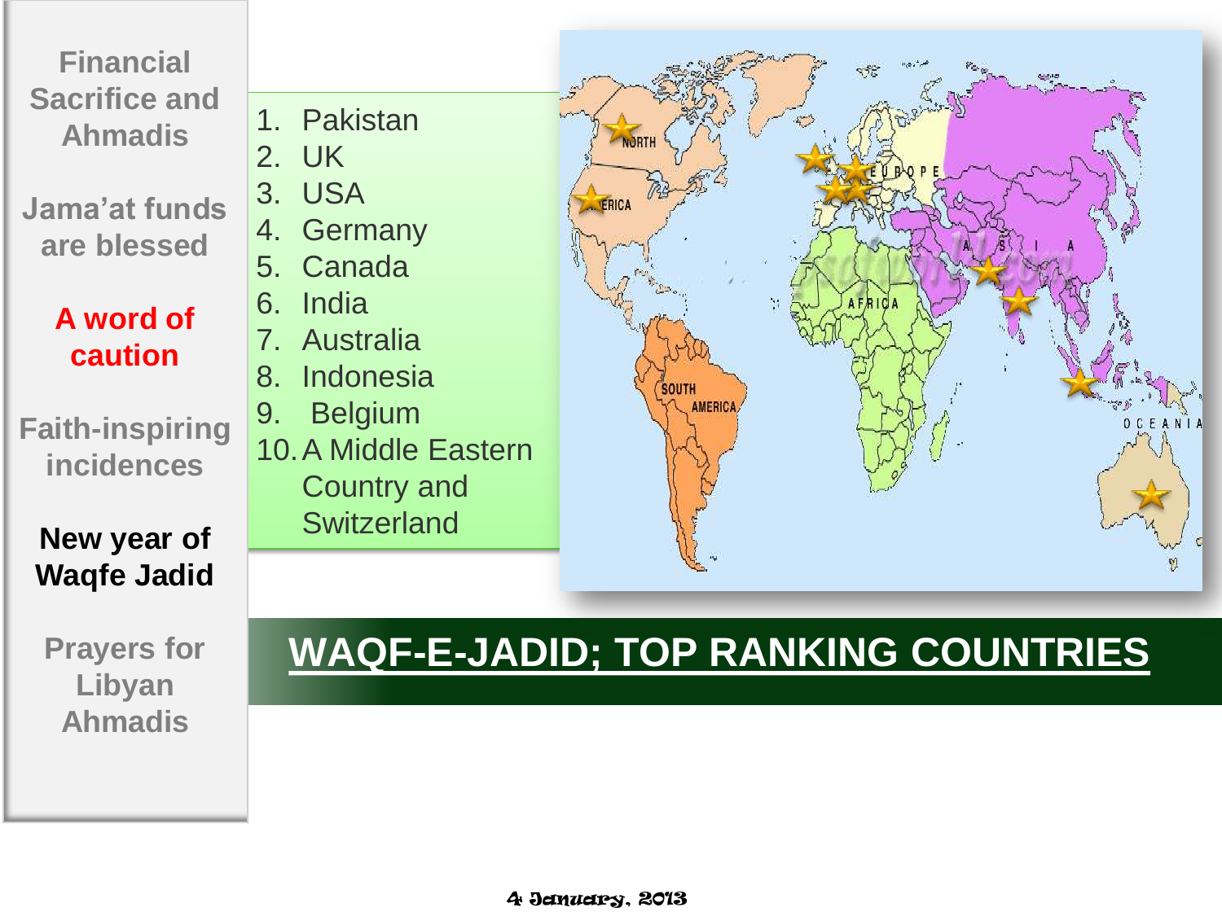- Financial Sacrifice and Ahmadis
- Jama'at funds are blessed
- **A word of caution**
- Faith-inspiring incidences
- **New year of Waqfe Jadid**
- Prayers for Libyan Ahmadis

1. Pakistan
2. UK
3. USA
4. Germany
5. Canada
6. India
7. Australia
8. Indonesia
9. Belgium
10. A Middle Eastern Country and Switzerland

NORTH AMERICA

SOUTH AMERICA

EUROPE

AFRICA

ASIA

OCEANIA

# WAQF-E-JADID; TOP RANKING COUNTRIES

4 January, 2013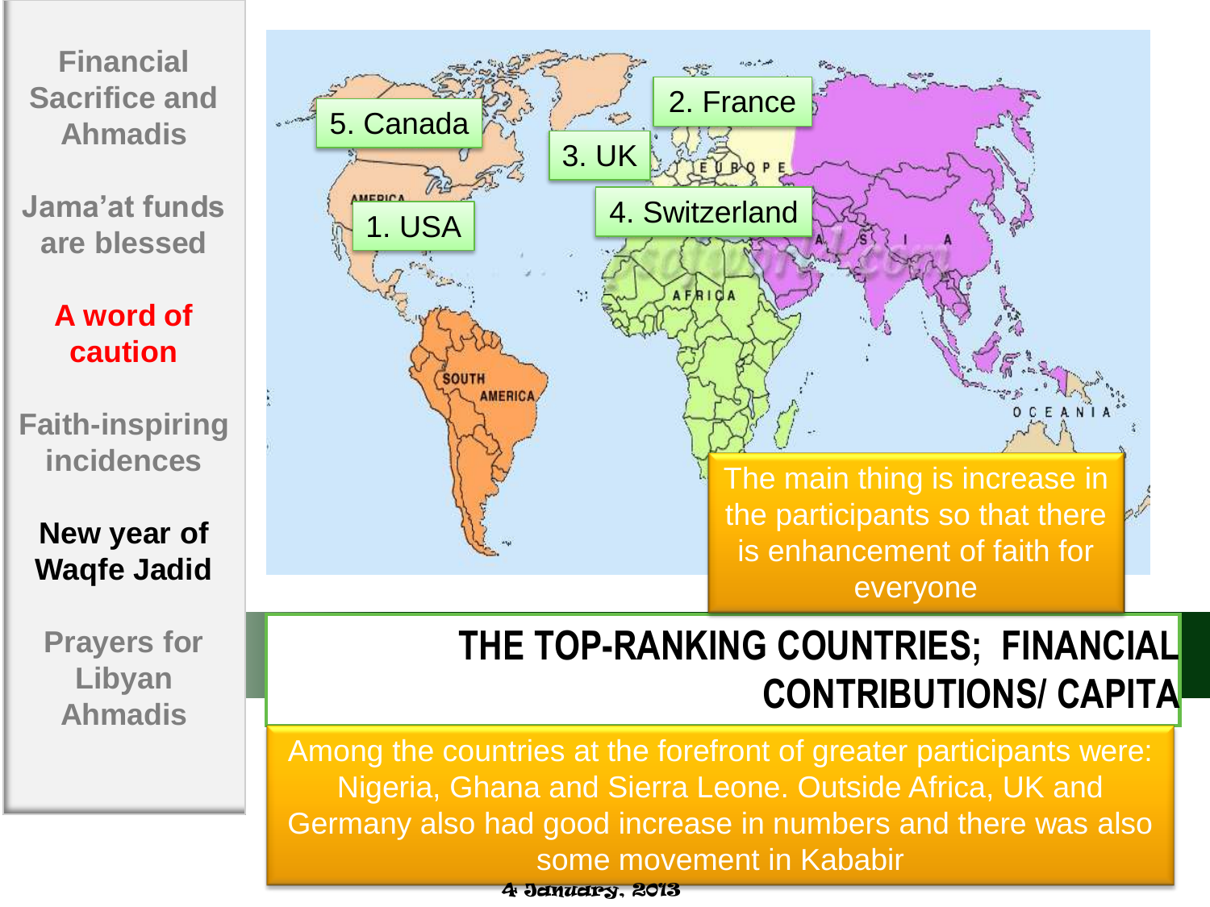- Financial Sacrifice and Ahmadis
- Jama'at funds are blessed
- **A word of caution**
- Faith-inspiring incidences
- **New year of Waqfe Jadid**
- Prayers for Libyan Ahmadis

1. USA
2. France
3. UK
4. Switzerland
5. Canada

The main thing is increase in the participants so that there is enhancement of faith for everyone

## THE TOP-RANKING COUNTRIES; FINANCIAL CONTRIBUTIONS/ CAPITA

Among the countries at the forefront of greater participants were: Nigeria, Ghana and Sierra Leone. Outside Africa, UK and Germany also had good increase in numbers and there was also some movement in Kababir

4 January, 2013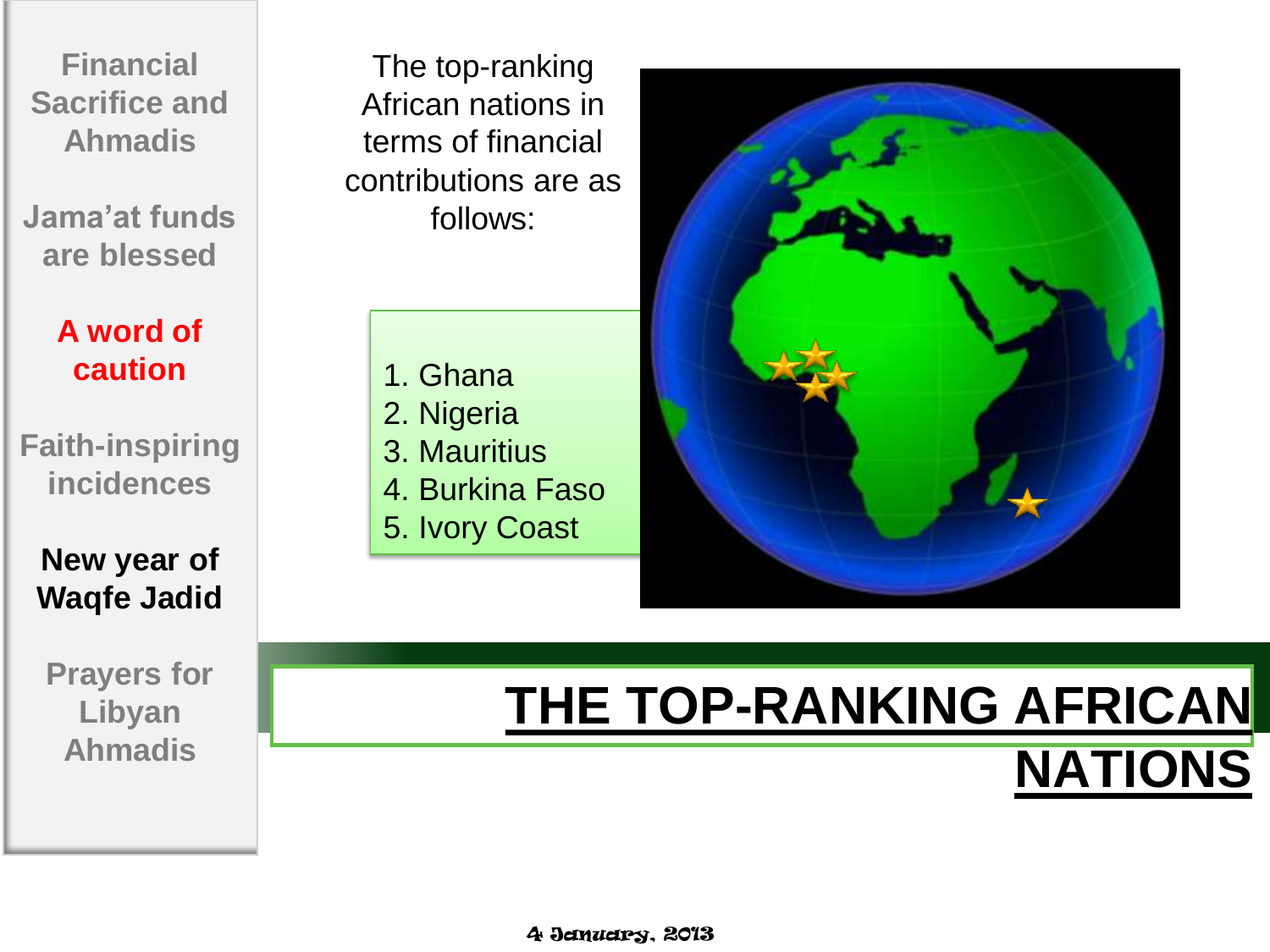Financial Sacrifice and Ahmadis

Jama'at funds are blessed

A word of caution

Faith-inspiring incidences

New year of Waqfe Jadid

Prayers for Libyan Ahmadis

The top-ranking African nations in terms of financial contributions are as follows:

1. Ghana
2. Nigeria
3. Mauritius
4. Burkina Faso
5. Ivory Coast

# THE TOP-RANKING AFRICAN NATIONS

4 January, 2013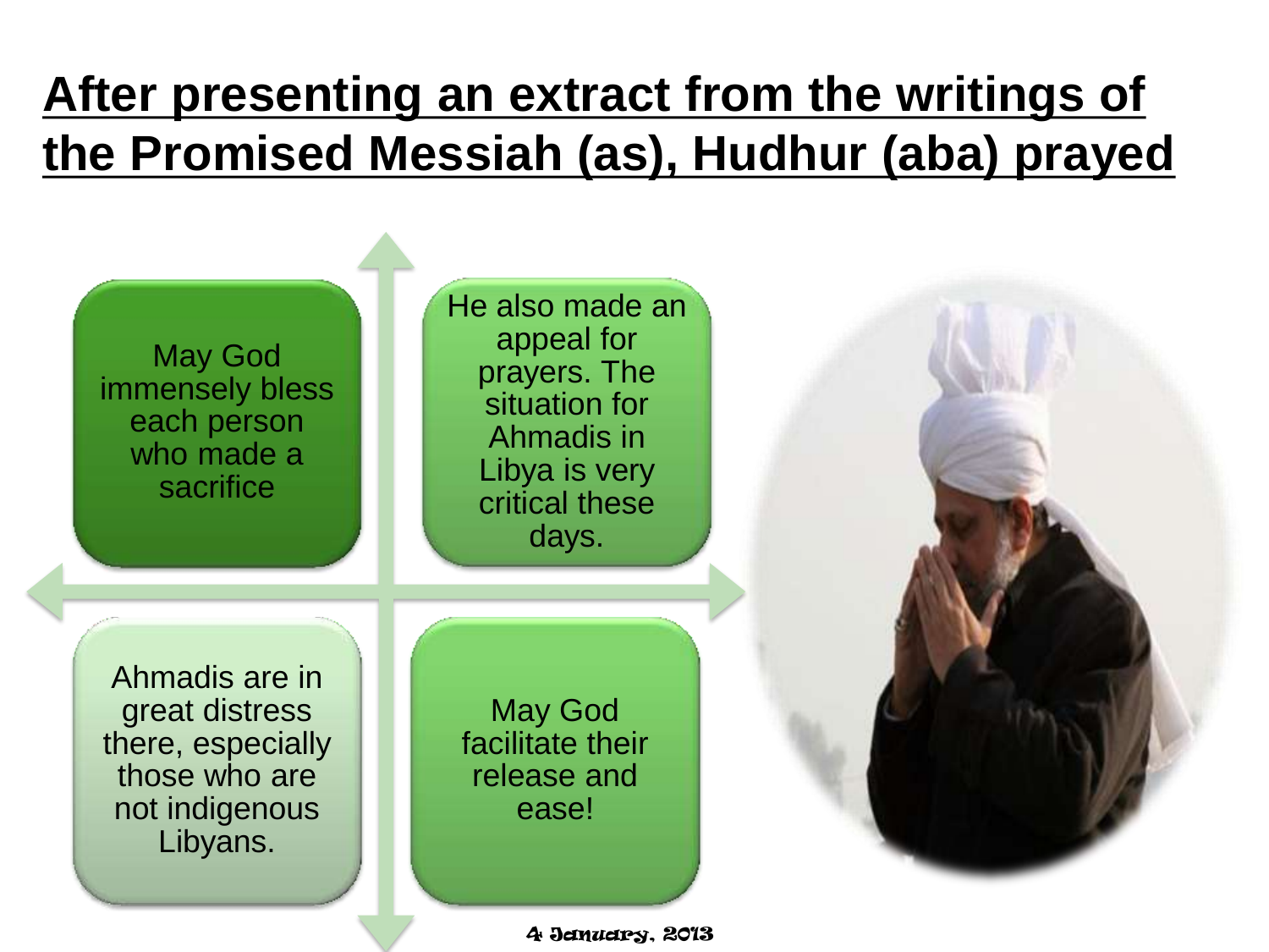# After presenting an extract from the writings of the Promised Messiah (as), Hudhur (aba) prayed

May God immensely bless each person who made a sacrifice

He also made an appeal for prayers. The situation for Ahmadis in Libya is very critical these days.

Ahmadis are in great distress there, especially those who are not indigenous Libyans.

May God facilitate their release and ease!

4 January, 2013